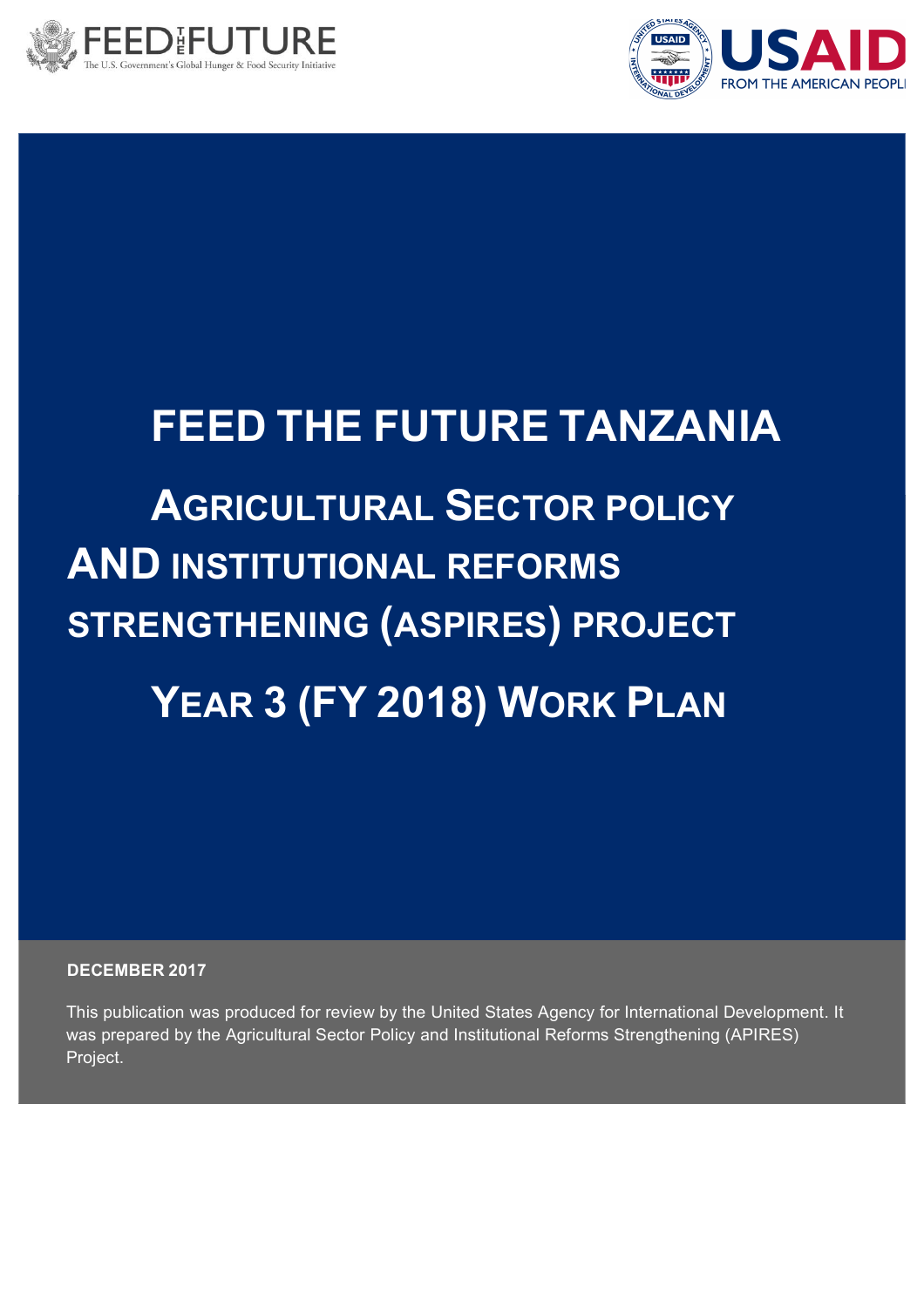# FEED THE FUTURE TANZANIA

## AGRICULTURAL SECTOR POLICY AND INSTITUTIONAL REFORMS STRENGTHENING (ASPIRES) PROJECT

## YEAR 3 (FY 2018) WORK PLAN

**DECEMBER 2017**

This publication was produced for review by the United States Agency for International Development. It was prepared by the Agricultural Sector Policy and Institutional Reforms Strengthening (APIRES) Project.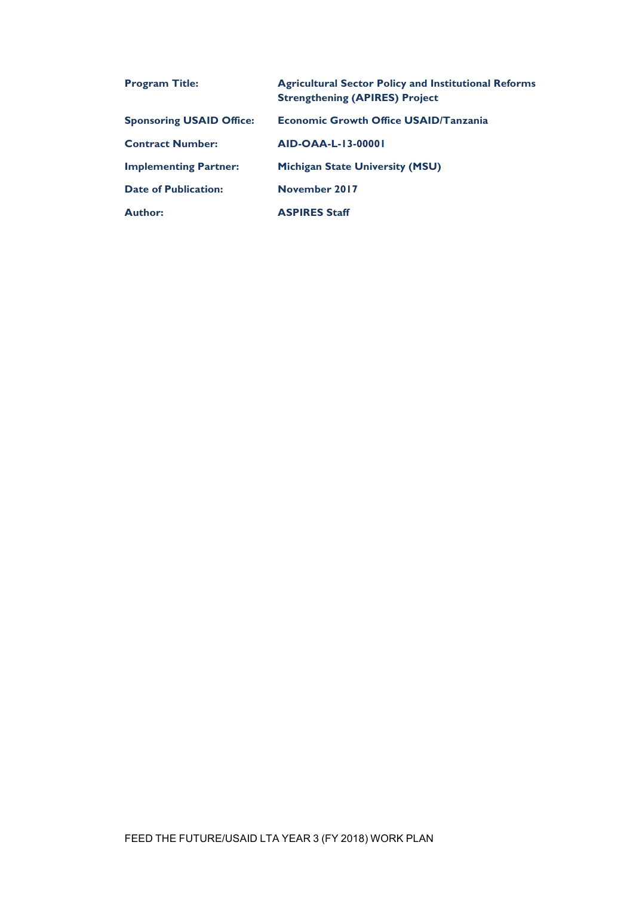| | |
|---|---|
| **Program Title:** | **Agricultural Sector Policy and Institutional Reforms Strengthening (APIRES) Project** |
| **Sponsoring USAID Office:** | **Economic Growth Office USAID/Tanzania** |
| **Contract Number:** | **AID-OAA-L-13-00001** |
| **Implementing Partner:** | **Michigan State University (MSU)** |
| **Date of Publication:** | **November 2017** |
| **Author:** | **ASPIRES Staff** |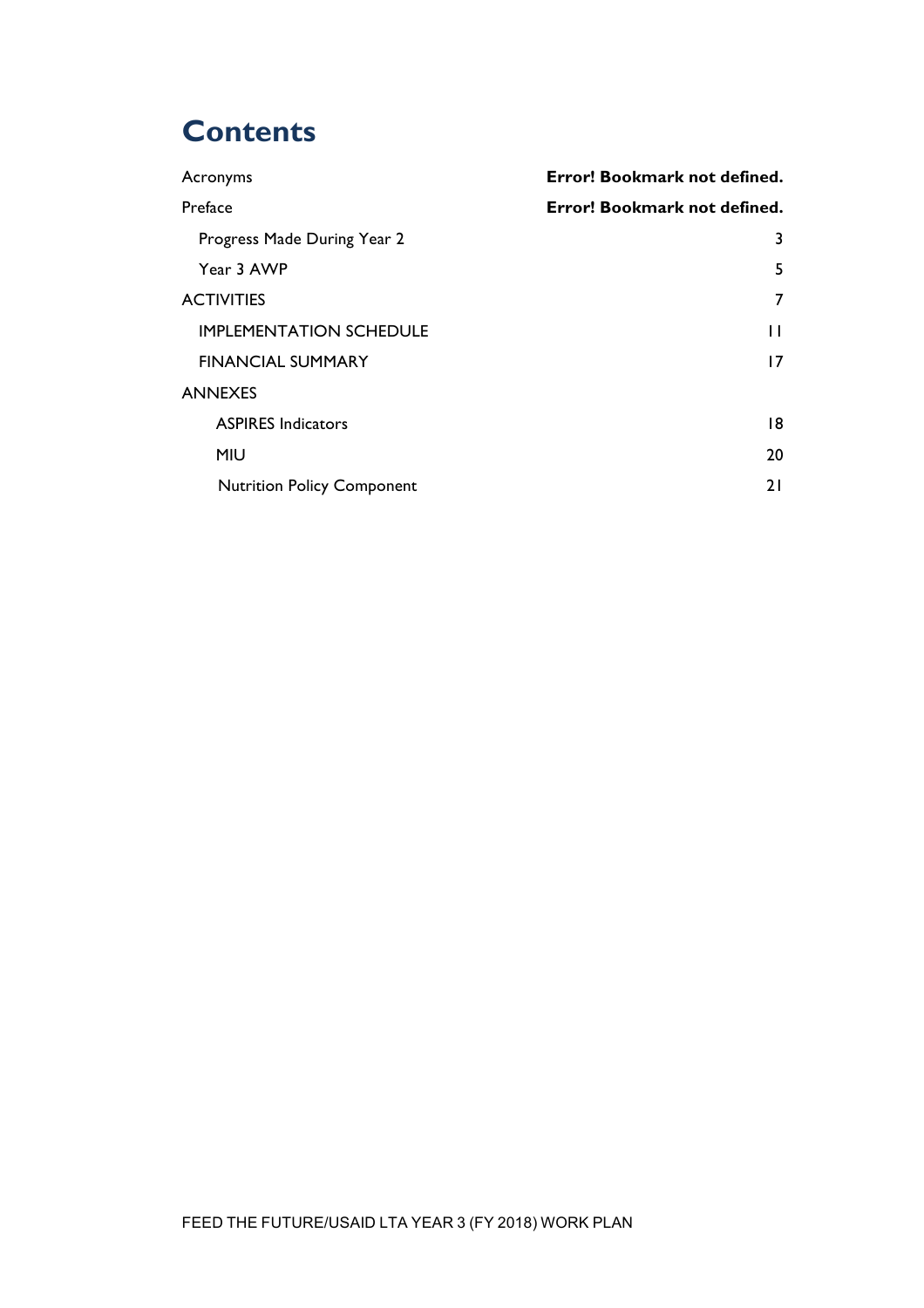# Contents

| | |
|---|---|
| Acronyms | **Error! Bookmark not defined.** |
| Preface | **Error! Bookmark not defined.** |
| Progress Made During Year 2 | 3 |
| Year 3 AWP | 5 |
| ACTIVITIES | 7 |
| IMPLEMENTATION SCHEDULE | 11 |
| FINANCIAL SUMMARY | 17 |
| ANNEXES | |
| ASPIRES Indicators | 18 |
| MIU | 20 |
| Nutrition Policy Component | 21 |

FEED THE FUTURE/USAID LTA YEAR 3 (FY 2018) WORK PLAN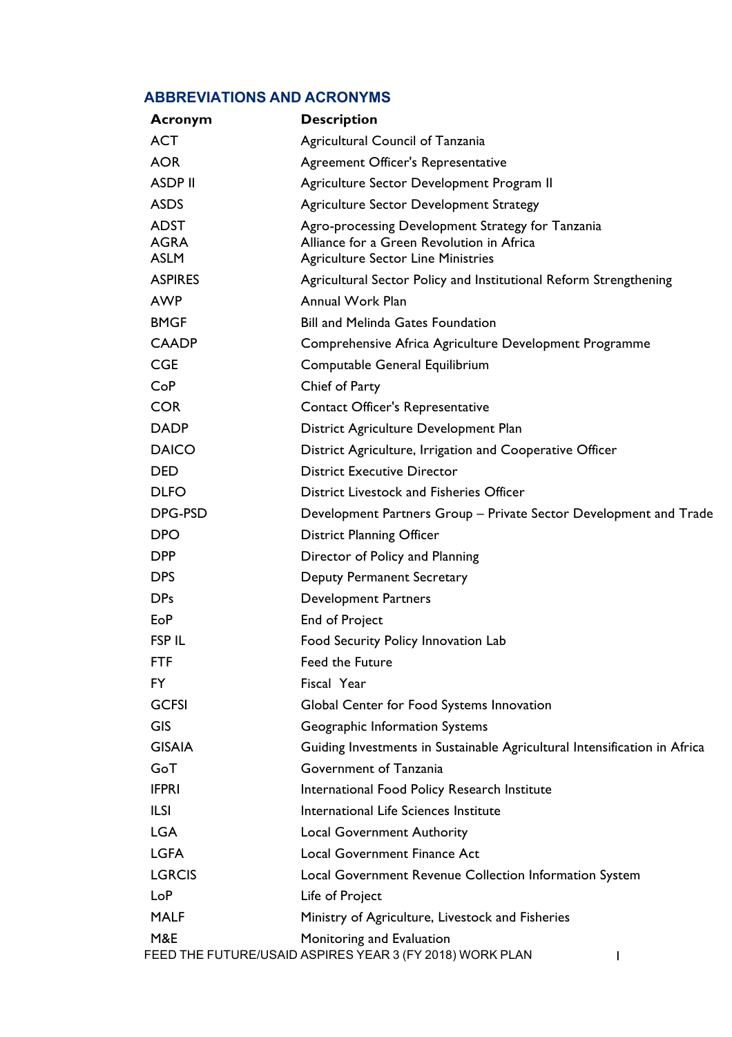## ABBREVIATIONS AND ACRONYMS

| Acronym | Description |
|---|---|
| ACT | Agricultural Council of Tanzania |
| AOR | Agreement Officer's Representative |
| ASDP II | Agriculture Sector Development Program II |
| ASDS | Agriculture Sector Development Strategy |
| ADST | Agro-processing Development Strategy for Tanzania |
| AGRA | Alliance for a Green Revolution in Africa |
| ASLM | Agriculture Sector Line Ministries |
| ASPIRES | Agricultural Sector Policy and Institutional Reform Strengthening |
| AWP | Annual Work Plan |
| BMGF | Bill and Melinda Gates Foundation |
| CAADP | Comprehensive Africa Agriculture Development Programme |
| CGE | Computable General Equilibrium |
| CoP | Chief of Party |
| COR | Contact Officer's Representative |
| DADP | District Agriculture Development Plan |
| DAICO | District Agriculture, Irrigation and Cooperative Officer |
| DED | District Executive Director |
| DLFO | District Livestock and Fisheries Officer |
| DPG-PSD | Development Partners Group – Private Sector Development and Trade |
| DPO | District Planning Officer |
| DPP | Director of Policy and Planning |
| DPS | Deputy Permanent Secretary |
| DPs | Development Partners |
| EoP | End of Project |
| FSP IL | Food Security Policy Innovation Lab |
| FTF | Feed the Future |
| FY | Fiscal Year |
| GCFSI | Global Center for Food Systems Innovation |
| GIS | Geographic Information Systems |
| GISAIA | Guiding Investments in Sustainable Agricultural Intensification in Africa |
| GoT | Government of Tanzania |
| IFPRI | International Food Policy Research Institute |
| ILSI | International Life Sciences Institute |
| LGA | Local Government Authority |
| LGFA | Local Government Finance Act |
| LGRCIS | Local Government Revenue Collection Information System |
| LoP | Life of Project |
| MALF | Ministry of Agriculture, Livestock and Fisheries |
| M&E | Monitoring and Evaluation |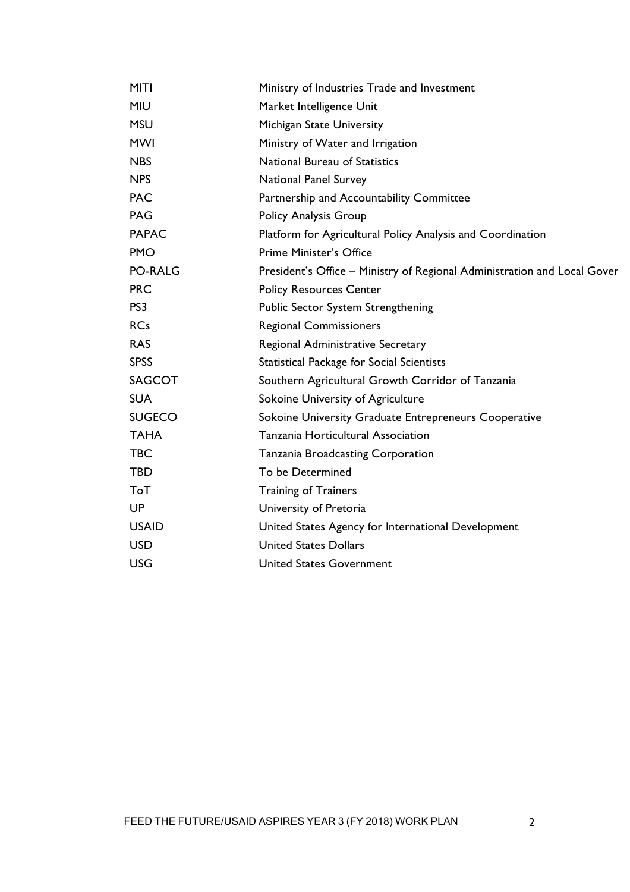| | |
|---|---|
| MITI | Ministry of Industries Trade and Investment |
| MIU | Market Intelligence Unit |
| MSU | Michigan State University |
| MWI | Ministry of Water and Irrigation |
| NBS | National Bureau of Statistics |
| NPS | National Panel Survey |
| PAC | Partnership and Accountability Committee |
| PAG | Policy Analysis Group |
| PAPAC | Platform for Agricultural Policy Analysis and Coordination |
| PMO | Prime Minister's Office |
| PO-RALG | President's Office – Ministry of Regional Administration and Local Gover |
| PRC | Policy Resources Center |
| PS3 | Public Sector System Strengthening |
| RCs | Regional Commissioners |
| RAS | Regional Administrative Secretary |
| SPSS | Statistical Package for Social Scientists |
| SAGCOT | Southern Agricultural Growth Corridor of Tanzania |
| SUA | Sokoine University of Agriculture |
| SUGECO | Sokoine University Graduate Entrepreneurs Cooperative |
| TAHA | Tanzania Horticultural Association |
| TBC | Tanzania Broadcasting Corporation |
| TBD | To be Determined |
| ToT | Training of Trainers |
| UP | University of Pretoria |
| USAID | United States Agency for International Development |
| USD | United States Dollars |
| USG | United States Government |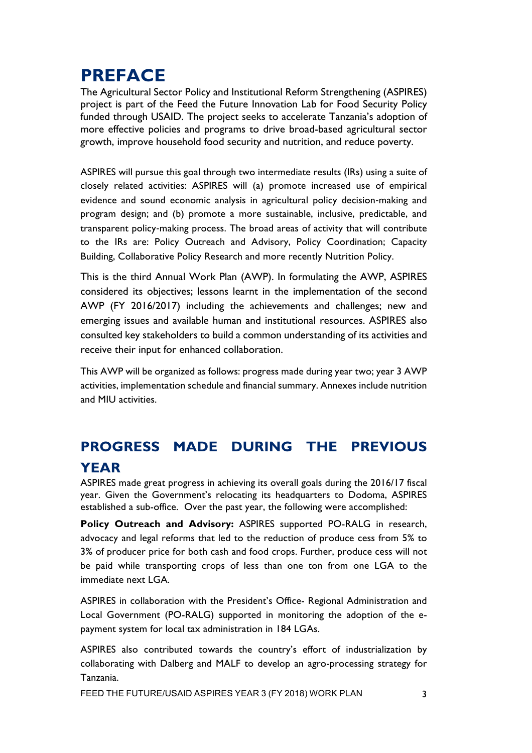# PREFACE

The Agricultural Sector Policy and Institutional Reform Strengthening (ASPIRES) project is part of the Feed the Future Innovation Lab for Food Security Policy funded through USAID. The project seeks to accelerate Tanzania's adoption of more effective policies and programs to drive broad-based agricultural sector growth, improve household food security and nutrition, and reduce poverty.

ASPIRES will pursue this goal through two intermediate results (IRs) using a suite of closely related activities: ASPIRES will (a) promote increased use of empirical evidence and sound economic analysis in agricultural policy decision-making and program design; and (b) promote a more sustainable, inclusive, predictable, and transparent policy-making process. The broad areas of activity that will contribute to the IRs are: Policy Outreach and Advisory, Policy Coordination; Capacity Building, Collaborative Policy Research and more recently Nutrition Policy.

This is the third Annual Work Plan (AWP). In formulating the AWP, ASPIRES considered its objectives; lessons learnt in the implementation of the second AWP (FY 2016/2017) including the achievements and challenges; new and emerging issues and available human and institutional resources. ASPIRES also consulted key stakeholders to build a common understanding of its activities and receive their input for enhanced collaboration.

This AWP will be organized as follows: progress made during year two; year 3 AWP activities, implementation schedule and financial summary. Annexes include nutrition and MIU activities.

# PROGRESS MADE DURING THE PREVIOUS YEAR

ASPIRES made great progress in achieving its overall goals during the 2016/17 fiscal year. Given the Government's relocating its headquarters to Dodoma, ASPIRES established a sub-office. Over the past year, the following were accomplished:

**Policy Outreach and Advisory:** ASPIRES supported PO-RALG in research, advocacy and legal reforms that led to the reduction of produce cess from 5% to 3% of producer price for both cash and food crops. Further, produce cess will not be paid while transporting crops of less than one ton from one LGA to the immediate next LGA.

ASPIRES in collaboration with the President's Office- Regional Administration and Local Government (PO-RALG) supported in monitoring the adoption of the e-payment system for local tax administration in 184 LGAs.

ASPIRES also contributed towards the country's effort of industrialization by collaborating with Dalberg and MALF to develop an agro-processing strategy for Tanzania.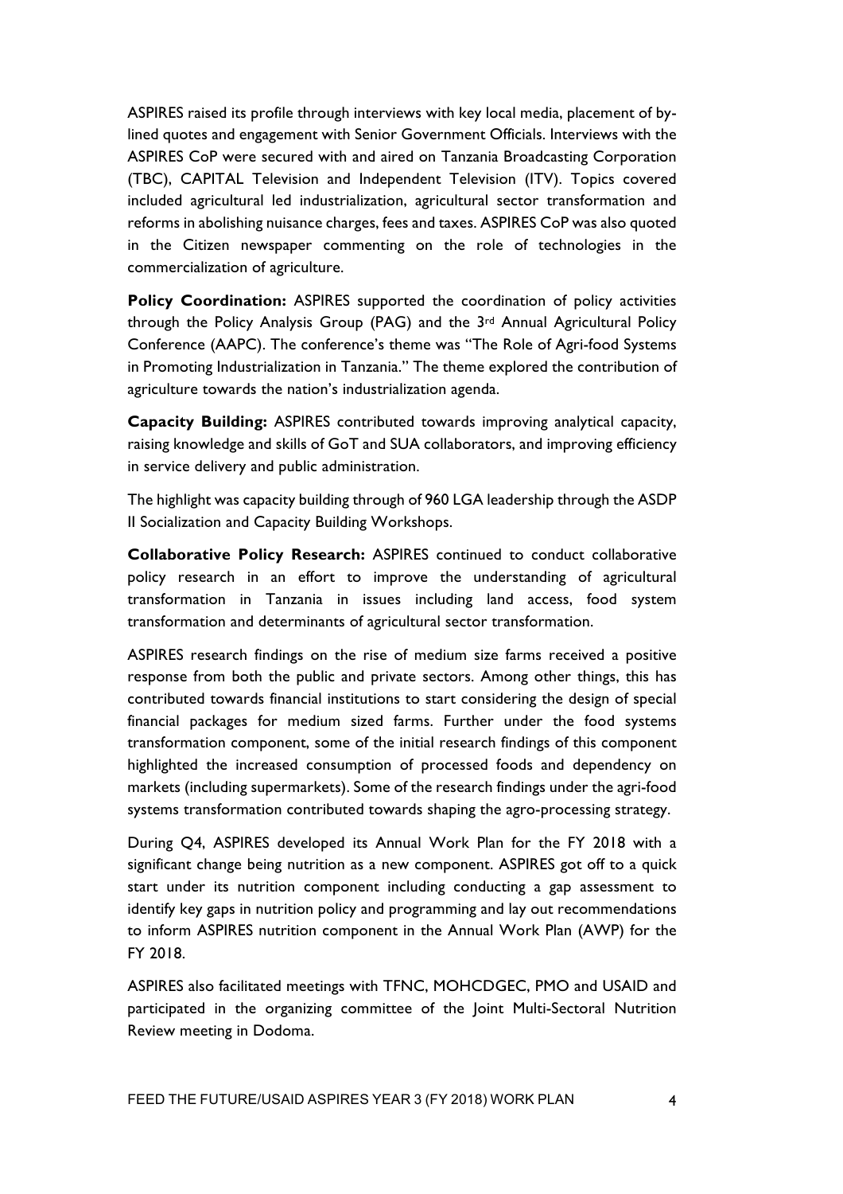ASPIRES raised its profile through interviews with key local media, placement of by-lined quotes and engagement with Senior Government Officials. Interviews with the ASPIRES CoP were secured with and aired on Tanzania Broadcasting Corporation (TBC), CAPITAL Television and Independent Television (ITV). Topics covered included agricultural led industrialization, agricultural sector transformation and reforms in abolishing nuisance charges, fees and taxes. ASPIRES CoP was also quoted in the Citizen newspaper commenting on the role of technologies in the commercialization of agriculture.

**Policy Coordination:** ASPIRES supported the coordination of policy activities through the Policy Analysis Group (PAG) and the 3rd Annual Agricultural Policy Conference (AAPC). The conference's theme was "The Role of Agri-food Systems in Promoting Industrialization in Tanzania." The theme explored the contribution of agriculture towards the nation's industrialization agenda.

**Capacity Building:** ASPIRES contributed towards improving analytical capacity, raising knowledge and skills of GoT and SUA collaborators, and improving efficiency in service delivery and public administration.

The highlight was capacity building through of 960 LGA leadership through the ASDP II Socialization and Capacity Building Workshops.

**Collaborative Policy Research:** ASPIRES continued to conduct collaborative policy research in an effort to improve the understanding of agricultural transformation in Tanzania in issues including land access, food system transformation and determinants of agricultural sector transformation.

ASPIRES research findings on the rise of medium size farms received a positive response from both the public and private sectors. Among other things, this has contributed towards financial institutions to start considering the design of special financial packages for medium sized farms. Further under the food systems transformation component, some of the initial research findings of this component highlighted the increased consumption of processed foods and dependency on markets (including supermarkets). Some of the research findings under the agri-food systems transformation contributed towards shaping the agro-processing strategy.

During Q4, ASPIRES developed its Annual Work Plan for the FY 2018 with a significant change being nutrition as a new component. ASPIRES got off to a quick start under its nutrition component including conducting a gap assessment to identify key gaps in nutrition policy and programming and lay out recommendations to inform ASPIRES nutrition component in the Annual Work Plan (AWP) for the FY 2018.

ASPIRES also facilitated meetings with TFNC, MOHCDGEC, PMO and USAID and participated in the organizing committee of the Joint Multi-Sectoral Nutrition Review meeting in Dodoma.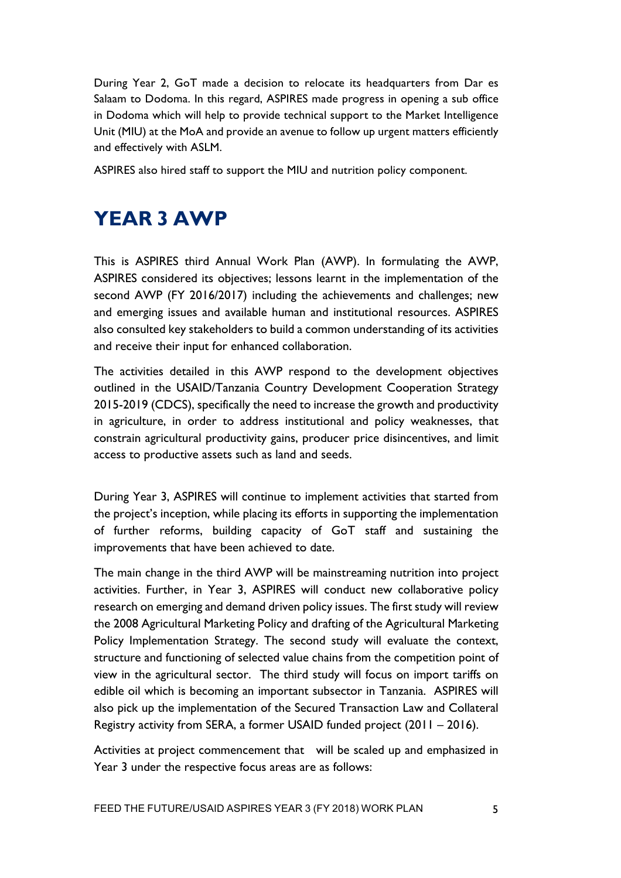During Year 2, GoT made a decision to relocate its headquarters from Dar es Salaam to Dodoma. In this regard, ASPIRES made progress in opening a sub office in Dodoma which will help to provide technical support to the Market Intelligence Unit (MIU) at the MoA and provide an avenue to follow up urgent matters efficiently and effectively with ASLM.

ASPIRES also hired staff to support the MIU and nutrition policy component.

# YEAR 3 AWP

This is ASPIRES third Annual Work Plan (AWP). In formulating the AWP, ASPIRES considered its objectives; lessons learnt in the implementation of the second AWP (FY 2016/2017) including the achievements and challenges; new and emerging issues and available human and institutional resources. ASPIRES also consulted key stakeholders to build a common understanding of its activities and receive their input for enhanced collaboration.

The activities detailed in this AWP respond to the development objectives outlined in the USAID/Tanzania Country Development Cooperation Strategy 2015-2019 (CDCS), specifically the need to increase the growth and productivity in agriculture, in order to address institutional and policy weaknesses, that constrain agricultural productivity gains, producer price disincentives, and limit access to productive assets such as land and seeds.

During Year 3, ASPIRES will continue to implement activities that started from the project's inception, while placing its efforts in supporting the implementation of further reforms, building capacity of GoT staff and sustaining the improvements that have been achieved to date.

The main change in the third AWP will be mainstreaming nutrition into project activities. Further, in Year 3, ASPIRES will conduct new collaborative policy research on emerging and demand driven policy issues. The first study will review the 2008 Agricultural Marketing Policy and drafting of the Agricultural Marketing Policy Implementation Strategy. The second study will evaluate the context, structure and functioning of selected value chains from the competition point of view in the agricultural sector. The third study will focus on import tariffs on edible oil which is becoming an important subsector in Tanzania. ASPIRES will also pick up the implementation of the Secured Transaction Law and Collateral Registry activity from SERA, a former USAID funded project (2011 – 2016).

Activities at project commencement that will be scaled up and emphasized in Year 3 under the respective focus areas are as follows: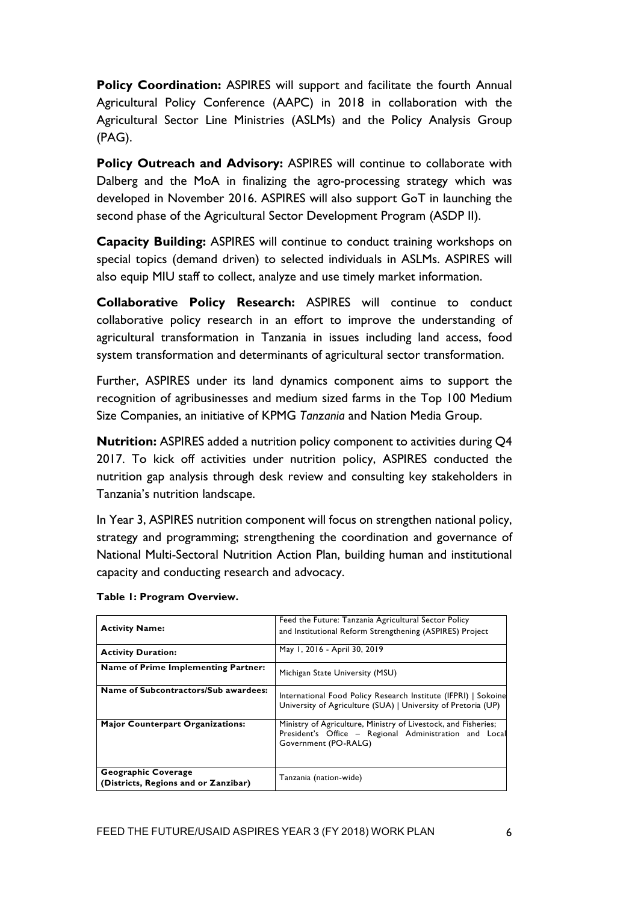**Policy Coordination:** ASPIRES will support and facilitate the fourth Annual Agricultural Policy Conference (AAPC) in 2018 in collaboration with the Agricultural Sector Line Ministries (ASLMs) and the Policy Analysis Group (PAG).

**Policy Outreach and Advisory:** ASPIRES will continue to collaborate with Dalberg and the MoA in finalizing the agro-processing strategy which was developed in November 2016. ASPIRES will also support GoT in launching the second phase of the Agricultural Sector Development Program (ASDP II).

**Capacity Building:** ASPIRES will continue to conduct training workshops on special topics (demand driven) to selected individuals in ASLMs. ASPIRES will also equip MIU staff to collect, analyze and use timely market information.

**Collaborative Policy Research:** ASPIRES will continue to conduct collaborative policy research in an effort to improve the understanding of agricultural transformation in Tanzania in issues including land access, food system transformation and determinants of agricultural sector transformation.

Further, ASPIRES under its land dynamics component aims to support the recognition of agribusinesses and medium sized farms in the Top 100 Medium Size Companies, an initiative of KPMG *Tanzania* and Nation Media Group.

**Nutrition:** ASPIRES added a nutrition policy component to activities during Q4 2017. To kick off activities under nutrition policy, ASPIRES conducted the nutrition gap analysis through desk review and consulting key stakeholders in Tanzania's nutrition landscape.

In Year 3, ASPIRES nutrition component will focus on strengthen national policy, strategy and programming; strengthening the coordination and governance of National Multi-Sectoral Nutrition Action Plan, building human and institutional capacity and conducting research and advocacy.

**Table 1: Program Overview.**

| | |
|---|---|
| **Activity Name:** | Feed the Future: Tanzania Agricultural Sector Policy and Institutional Reform Strengthening (ASPIRES) Project |
| **Activity Duration:** | May 1, 2016 - April 30, 2019 |
| **Name of Prime Implementing Partner:** | Michigan State University (MSU) |
| **Name of Subcontractors/Sub awardees:** | International Food Policy Research Institute (IFPRI) \| Sokoine University of Agriculture (SUA) \| University of Pretoria (UP) |
| **Major Counterpart Organizations:** | Ministry of Agriculture, Ministry of Livestock, and Fisheries; President's Office – Regional Administration and Local Government (PO-RALG) |
| **Geographic Coverage (Districts, Regions and or Zanzibar)** | Tanzania (nation-wide) |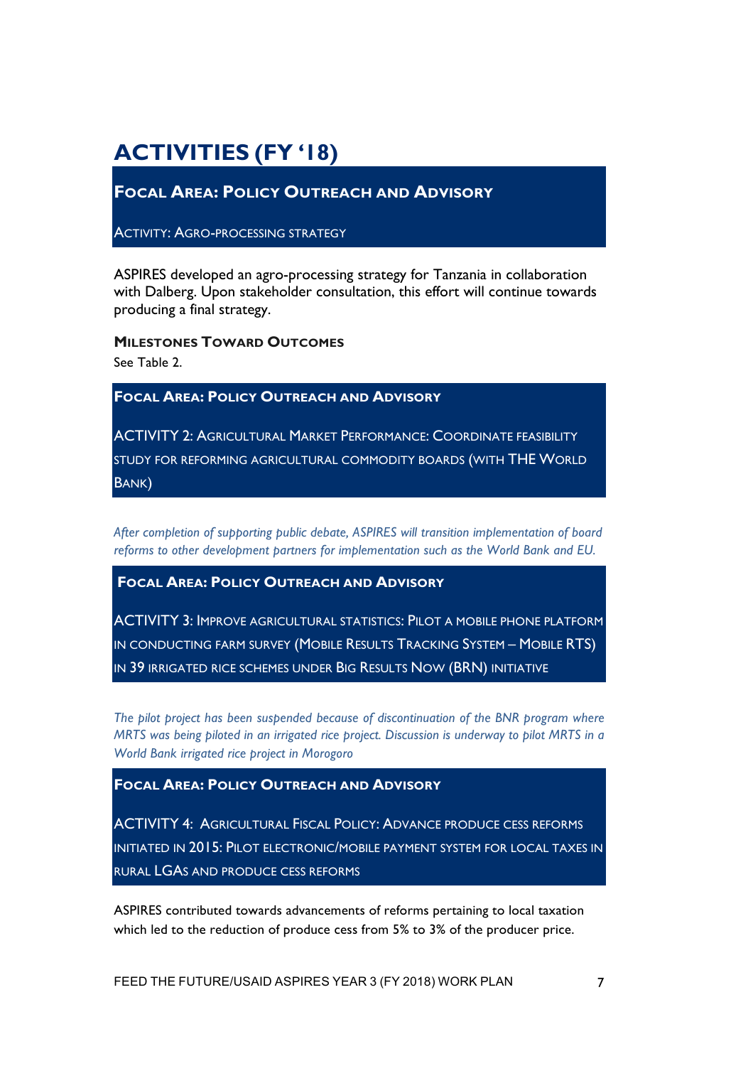# ACTIVITIES (FY '18)

## FOCAL AREA: POLICY OUTREACH AND ADVISORY

ACTIVITY: AGRO-PROCESSING STRATEGY

ASPIRES developed an agro-processing strategy for Tanzania in collaboration with Dalberg. Upon stakeholder consultation, this effort will continue towards producing a final strategy.

**MILESTONES TOWARD OUTCOMES**

See Table 2.

## FOCAL AREA: POLICY OUTREACH AND ADVISORY

ACTIVITY 2: AGRICULTURAL MARKET PERFORMANCE: COORDINATE FEASIBILITY STUDY FOR REFORMING AGRICULTURAL COMMODITY BOARDS (WITH THE WORLD BANK)

*After completion of supporting public debate, ASPIRES will transition implementation of board reforms to other development partners for implementation such as the World Bank and EU.*

## FOCAL AREA: POLICY OUTREACH AND ADVISORY

ACTIVITY 3: IMPROVE AGRICULTURAL STATISTICS: PILOT A MOBILE PHONE PLATFORM IN CONDUCTING FARM SURVEY (MOBILE RESULTS TRACKING SYSTEM – MOBILE RTS) IN 39 IRRIGATED RICE SCHEMES UNDER BIG RESULTS NOW (BRN) INITIATIVE

*The pilot project has been suspended because of discontinuation of the BNR program where MRTS was being piloted in an irrigated rice project. Discussion is underway to pilot MRTS in a World Bank irrigated rice project in Morogoro*

## FOCAL AREA: POLICY OUTREACH AND ADVISORY

ACTIVITY 4: AGRICULTURAL FISCAL POLICY: ADVANCE PRODUCE CESS REFORMS INITIATED IN 2015: PILOT ELECTRONIC/MOBILE PAYMENT SYSTEM FOR LOCAL TAXES IN RURAL LGAS AND PRODUCE CESS REFORMS

ASPIRES contributed towards advancements of reforms pertaining to local taxation which led to the reduction of produce cess from 5% to 3% of the producer price.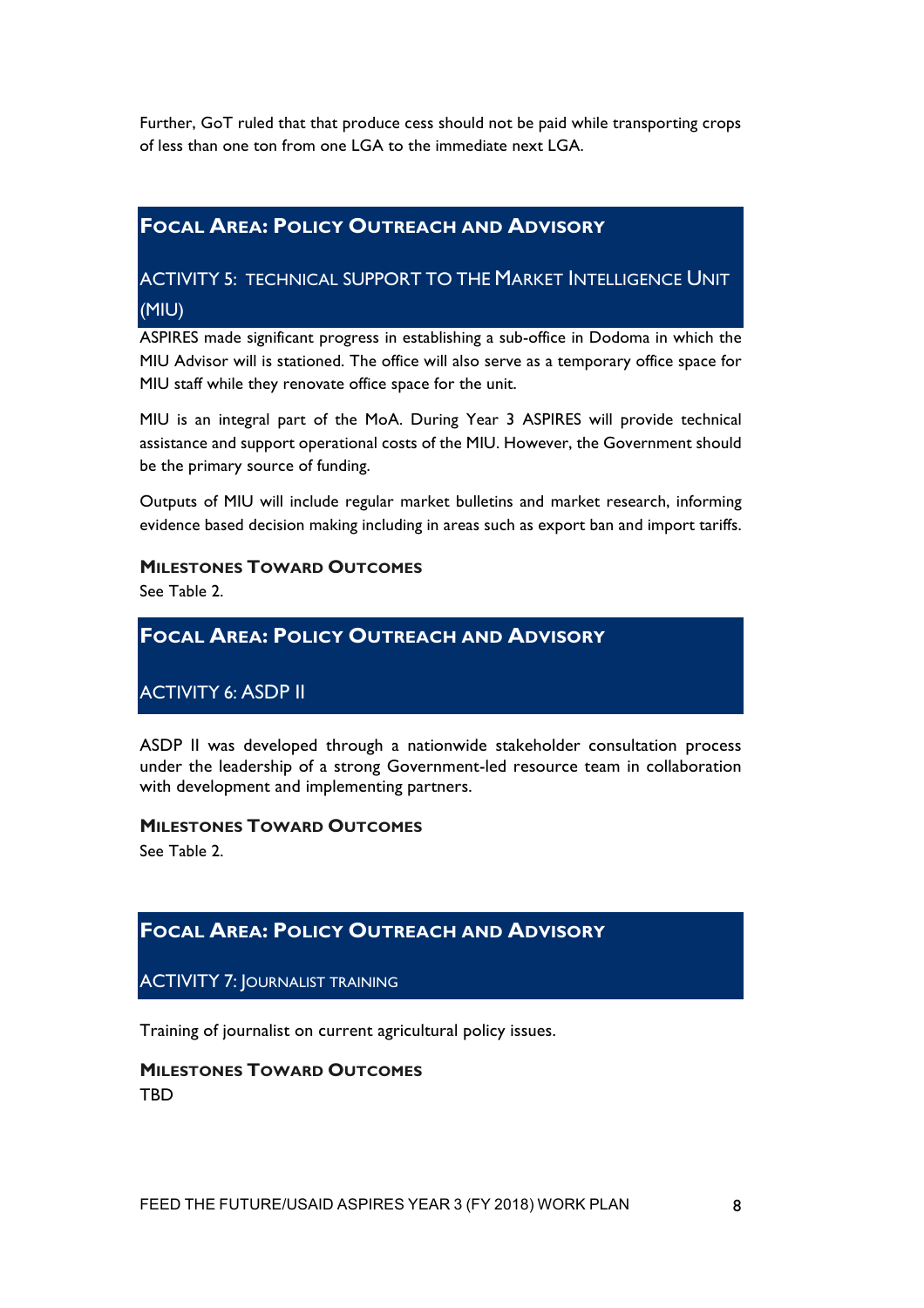Further, GoT ruled that that produce cess should not be paid while transporting crops of less than one ton from one LGA to the immediate next LGA.

## Focal Area: Policy Outreach and Advisory

### ACTIVITY 5: TECHNICAL SUPPORT TO THE MARKET INTELLIGENCE UNIT (MIU)

ASPIRES made significant progress in establishing a sub-office in Dodoma in which the MIU Advisor will is stationed. The office will also serve as a temporary office space for MIU staff while they renovate office space for the unit.

MIU is an integral part of the MoA. During Year 3 ASPIRES will provide technical assistance and support operational costs of the MIU. However, the Government should be the primary source of funding.

Outputs of MIU will include regular market bulletins and market research, informing evidence based decision making including in areas such as export ban and import tariffs.

#### Milestones Toward Outcomes

See Table 2.

## Focal Area: Policy Outreach and Advisory

### ACTIVITY 6: ASDP II

ASDP II was developed through a nationwide stakeholder consultation process under the leadership of a strong Government-led resource team in collaboration with development and implementing partners.

#### Milestones Toward Outcomes

See Table 2.

## Focal Area: Policy Outreach and Advisory

### ACTIVITY 7: JOURNALIST TRAINING

Training of journalist on current agricultural policy issues.

#### Milestones Toward Outcomes

TBD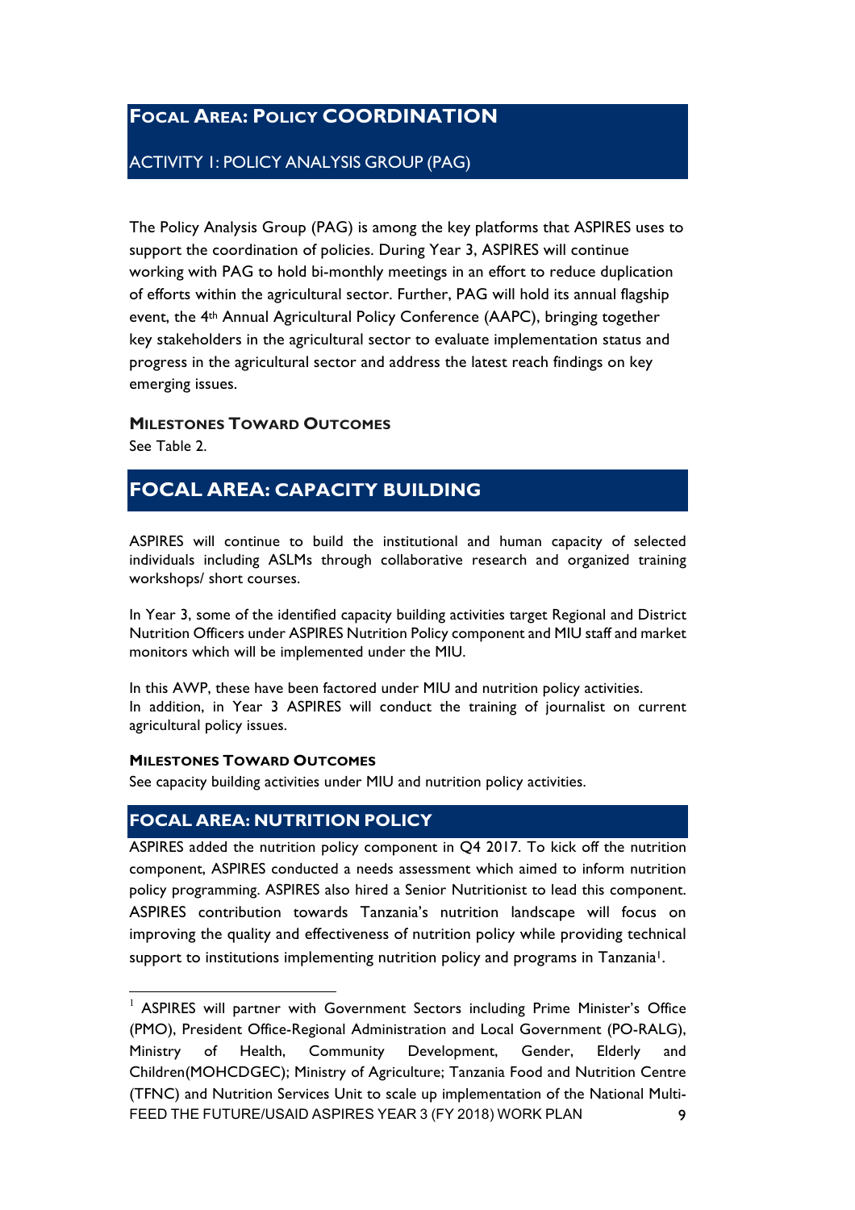## FOCAL AREA: POLICY COORDINATION

### ACTIVITY 1: POLICY ANALYSIS GROUP (PAG)

The Policy Analysis Group (PAG) is among the key platforms that ASPIRES uses to support the coordination of policies. During Year 3, ASPIRES will continue working with PAG to hold bi-monthly meetings in an effort to reduce duplication of efforts within the agricultural sector. Further, PAG will hold its annual flagship event, the 4th Annual Agricultural Policy Conference (AAPC), bringing together key stakeholders in the agricultural sector to evaluate implementation status and progress in the agricultural sector and address the latest reach findings on key emerging issues.

#### MILESTONES TOWARD OUTCOMES

See Table 2.

## FOCAL AREA: CAPACITY BUILDING

ASPIRES will continue to build the institutional and human capacity of selected individuals including ASLMs through collaborative research and organized training workshops/ short courses.

In Year 3, some of the identified capacity building activities target Regional and District Nutrition Officers under ASPIRES Nutrition Policy component and MIU staff and market monitors which will be implemented under the MIU.

In this AWP, these have been factored under MIU and nutrition policy activities.
In addition, in Year 3 ASPIRES will conduct the training of journalist on current agricultural policy issues.

#### MILESTONES TOWARD OUTCOMES

See capacity building activities under MIU and nutrition policy activities.

## FOCAL AREA: NUTRITION POLICY

ASPIRES added the nutrition policy component in Q4 2017. To kick off the nutrition component, ASPIRES conducted a needs assessment which aimed to inform nutrition policy programming. ASPIRES also hired a Senior Nutritionist to lead this component. ASPIRES contribution towards Tanzania's nutrition landscape will focus on improving the quality and effectiveness of nutrition policy while providing technical support to institutions implementing nutrition policy and programs in Tanzania[1].

[1] ASPIRES will partner with Government Sectors including Prime Minister's Office (PMO), President Office-Regional Administration and Local Government (PO-RALG), Ministry of Health, Community Development, Gender, Elderly and Children(MOHCDGEC); Ministry of Agriculture; Tanzania Food and Nutrition Centre (TFNC) and Nutrition Services Unit to scale up implementation of the National Multi-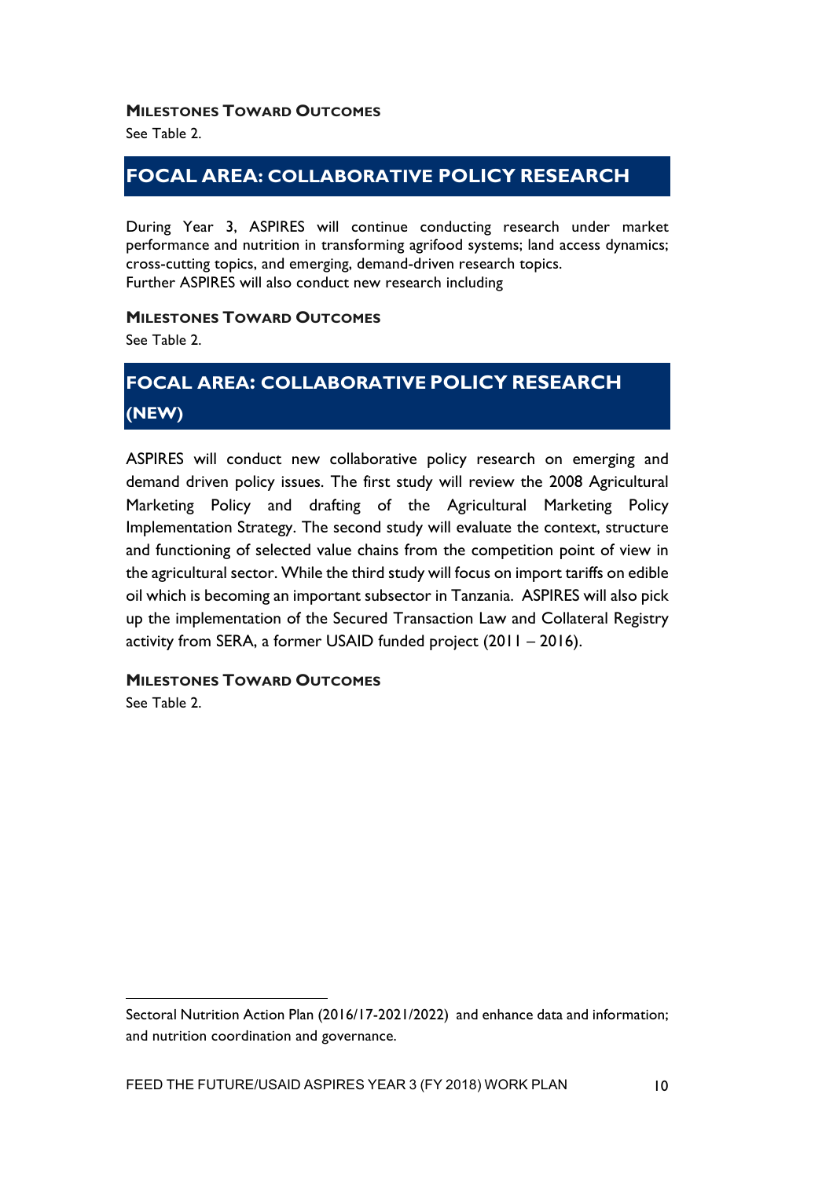#### MILESTONES TOWARD OUTCOMES

See Table 2.

## FOCAL AREA: COLLABORATIVE POLICY RESEARCH

During Year 3, ASPIRES will continue conducting research under market performance and nutrition in transforming agrifood systems; land access dynamics; cross-cutting topics, and emerging, demand-driven research topics.
Further ASPIRES will also conduct new research including

#### MILESTONES TOWARD OUTCOMES

See Table 2.

## FOCAL AREA: COLLABORATIVE POLICY RESEARCH (NEW)

ASPIRES will conduct new collaborative policy research on emerging and demand driven policy issues. The first study will review the 2008 Agricultural Marketing Policy and drafting of the Agricultural Marketing Policy Implementation Strategy. The second study will evaluate the context, structure and functioning of selected value chains from the competition point of view in the agricultural sector. While the third study will focus on import tariffs on edible oil which is becoming an important subsector in Tanzania. ASPIRES will also pick up the implementation of the Secured Transaction Law and Collateral Registry activity from SERA, a former USAID funded project (2011 – 2016).

#### MILESTONES TOWARD OUTCOMES

See Table 2.

---

Sectoral Nutrition Action Plan (2016/17-2021/2022) and enhance data and information; and nutrition coordination and governance.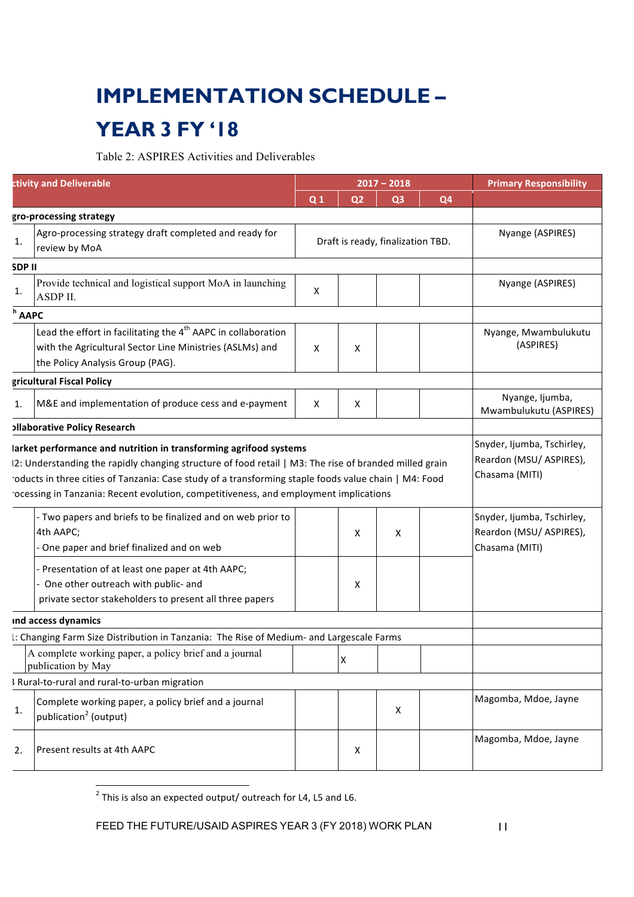# IMPLEMENTATION SCHEDULE – YEAR 3 FY '18

Table 2: ASPIRES Activities and Deliverables

| | ctivity and Deliverable | 2017 – 2018 | | | | Primary Responsibility |
|---|---|---|---|---|---|---|
| | | Q 1 | Q2 | Q3 | Q4 | |
| **gro-processing strategy** | | | | | | |
| 1. | Agro-processing strategy draft completed and ready for review by MoA | Draft is ready, finalization TBD. | | | | Nyange (ASPIRES) |
| **SDP II** | | | | | | |
| 1. | Provide technical and logistical support MoA in launching ASDP II. | X | | | | Nyange (ASPIRES) |
| **h AAPC** | | | | | | |
| | Lead the effort in facilitating the 4th AAPC in collaboration with the Agricultural Sector Line Ministries (ASLMs) and the Policy Analysis Group (PAG). | X | X | | | Nyange, Mwambulukutu (ASPIRES) |
| **gricultural Fiscal Policy** | | | | | | |
| 1. | M&E and implementation of produce cess and e-payment | X | X | | | Nyange, Ijumba, Mwambulukutu (ASPIRES) |
| **ollaborative Policy Research** | | | | | | |
| **larket performance and nutrition in transforming agrifood systems** I2: Understanding the rapidly changing structure of food retail \| M3: The rise of branded milled grain roducts in three cities of Tanzania: Case study of a transforming staple foods value chain \| M4: Food rocessing in Tanzania: Recent evolution, competitiveness, and employment implications | | | | | | Snyder, Ijumba, Tschirley, Reardon (MSU/ ASPIRES), Chasama (MITI) |
| | - Two papers and briefs to be finalized and on web prior to 4th AAPC; - One paper and brief finalized and on web | | X | X | | Snyder, Ijumba, Tschirley, Reardon (MSU/ ASPIRES), Chasama (MITI) |
| | - Presentation of at least one paper at 4th AAPC; - One other outreach with public- and private sector stakeholders to present all three papers | | X | | | |
| **ind access dynamics** | | | | | | |
| l: Changing Farm Size Distribution in Tanzania: The Rise of Medium- and Largescale Farms | | | | | | |
| | A complete working paper, a policy brief and a journal publication by May | | X | | | |
| 3 Rural-to-rural and rural-to-urban migration | | | | | | |
| 1. | Complete working paper, a policy brief and a journal publication[2] (output) | | | X | | Magomba, Mdoe, Jayne |
| 2. | Present results at 4th AAPC | | X | | | Magomba, Mdoe, Jayne |

[2] This is also an expected output/ outreach for L4, L5 and L6.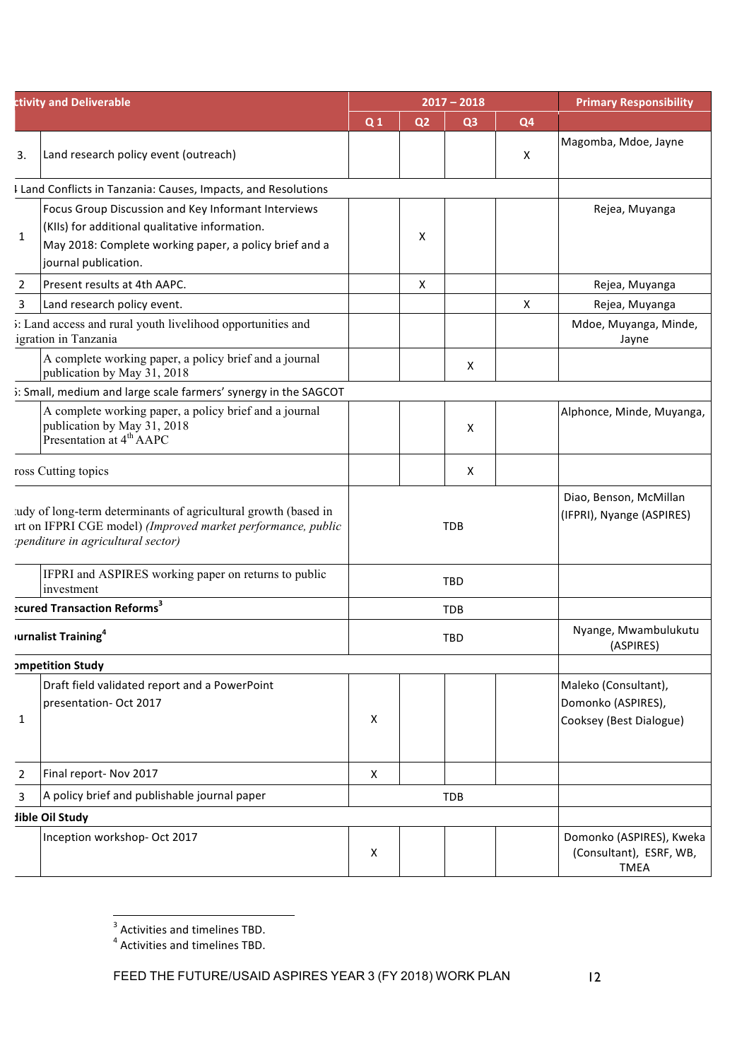| ctivity and Deliverable | | 2017 – 2018 | | | | Primary Responsibility |
|---|---|---|---|---|---|---|
| | | Q 1 | Q2 | Q3 | Q4 | |
| 3. | Land research policy event (outreach) | | | | X | Magomba, Mdoe, Jayne |
| ŀ Land Conflicts in Tanzania: Causes, Impacts, and Resolutions | | | | | | |
| 1 | Focus Group Discussion and Key Informant Interviews (KIIs) for additional qualitative information.<br>May 2018: Complete working paper, a policy brief and a journal publication. | | X | | | Rejea, Muyanga |
| 2 | Present results at 4th AAPC. | | X | | | Rejea, Muyanga |
| 3 | Land research policy event. | | | | X | Rejea, Muyanga |
| ;: Land access and rural youth livelihood opportunities and igration in Tanzania | | | | | | Mdoe, Muyanga, Minde, Jayne |
| | A complete working paper, a policy brief and a journal publication by May 31, 2018 | | | X | | |
| ;: Small, medium and large scale farmers' synergy in the SAGCOT | | | | | | |
| | A complete working paper, a policy brief and a journal publication by May 31, 2018<br>Presentation at 4th AAPC | | | X | | Alphonce, Minde, Muyanga, |
| ross Cutting topics | | | | X | | |
| :udy of long-term determinants of agricultural growth (based in ırt on IFPRI CGE model) *(Improved market performance, public :penditure in agricultural sector)* | | TDB | | | | Diao, Benson, McMillan (IFPRI), Nyange (ASPIRES) |
| | IFPRI and ASPIRES working paper on returns to public investment | TBD | | | | |
| **ecured Transaction Reforms[3]** | | TDB | | | | |
| **ɪurnalist Training[4]** | | TBD | | | | Nyange, Mwambulukutu (ASPIRES) |
| **ɔmpetition Study** | | | | | | |
| 1 | Draft field validated report and a PowerPoint presentation- Oct 2017 | X | | | | Maleko (Consultant), Domonko (ASPIRES), Cooksey (Best Dialogue) |
| 2 | Final report- Nov 2017 | X | | | | |
| 3 | A policy brief and publishable journal paper | TDB | | | | |
| **dible Oil Study** | | | | | | |
| | Inception workshop- Oct 2017 | X | | | | Domonko (ASPIRES), Kweka (Consultant), ESRF, WB, TMEA |

[3] Activities and timelines TBD.
[4] Activities and timelines TBD.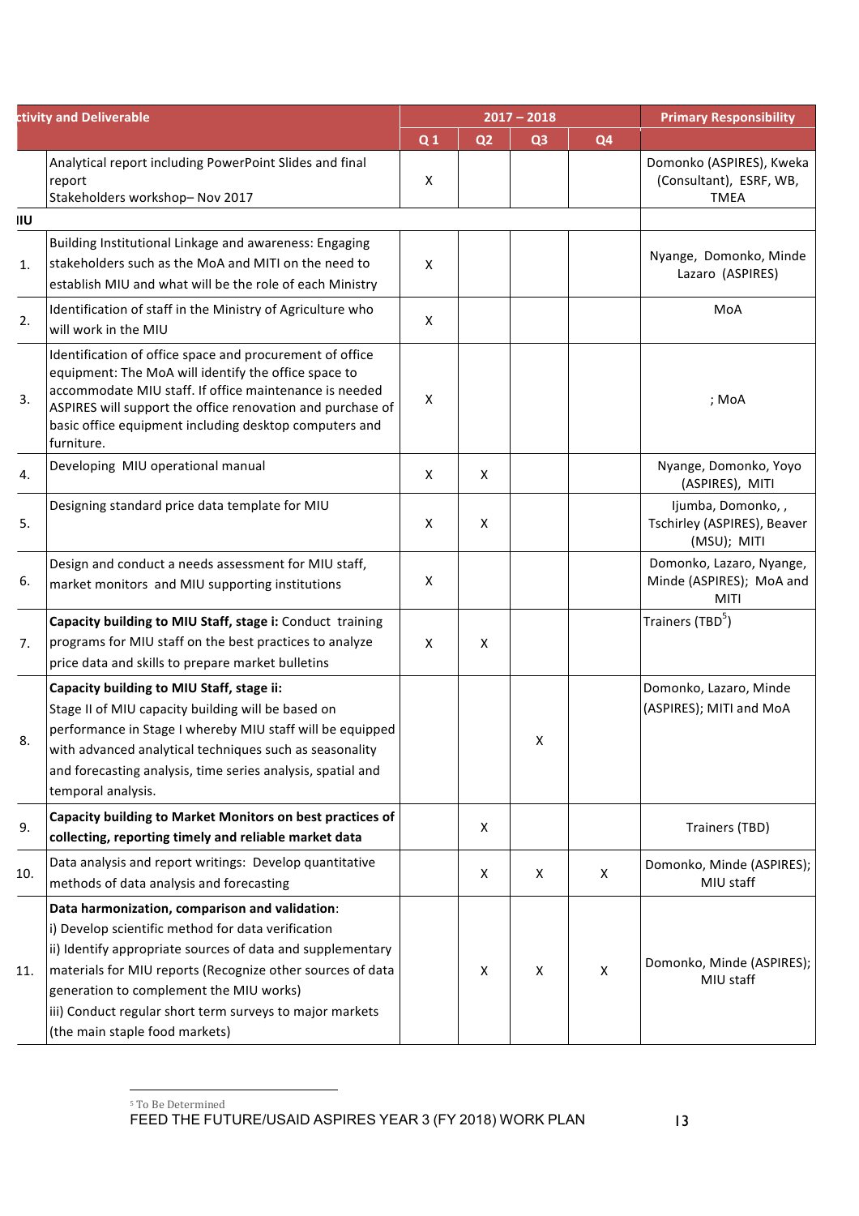| ctivity and Deliverable | | 2017 – 2018 | | | | Primary Responsibility |
|---|---|---|---|---|---|---|
| | | Q 1 | Q2 | Q3 | Q4 | |
| | Analytical report including PowerPoint Slides and final report<br>Stakeholders workshop– Nov 2017 | X | | | | Domonko (ASPIRES), Kweka (Consultant), ESRF, WB, TMEA |
| IIU | | | | | | |
| 1. | Building Institutional Linkage and awareness: Engaging stakeholders such as the MoA and MITI on the need to establish MIU and what will be the role of each Ministry | X | | | | Nyange, Domonko, Minde Lazaro (ASPIRES) |
| 2. | Identification of staff in the Ministry of Agriculture who will work in the MIU | X | | | | MoA |
| 3. | Identification of office space and procurement of office equipment: The MoA will identify the office space to accommodate MIU staff. If office maintenance is needed ASPIRES will support the office renovation and purchase of basic office equipment including desktop computers and furniture. | X | | | | ; MoA |
| 4. | Developing MIU operational manual | X | X | | | Nyange, Domonko, Yoyo (ASPIRES), MITI |
| 5. | Designing standard price data template for MIU | X | X | | | Ijumba, Domonko, , Tschirley (ASPIRES), Beaver (MSU); MITI |
| 6. | Design and conduct a needs assessment for MIU staff, market monitors and MIU supporting institutions | X | | | | Domonko, Lazaro, Nyange, Minde (ASPIRES); MoA and MITI |
| 7. | **Capacity building to MIU Staff, stage i:** Conduct training programs for MIU staff on the best practices to analyze price data and skills to prepare market bulletins | X | X | | | Trainers (TBD[5]) |
| 8. | **Capacity building to MIU Staff, stage ii:**<br>Stage II of MIU capacity building will be based on performance in Stage I whereby MIU staff will be equipped with advanced analytical techniques such as seasonality and forecasting analysis, time series analysis, spatial and temporal analysis. | | | X | | Domonko, Lazaro, Minde (ASPIRES); MITI and MoA |
| 9. | **Capacity building to Market Monitors on best practices of collecting, reporting timely and reliable market data** | | X | | | Trainers (TBD) |
| 10. | Data analysis and report writings: Develop quantitative methods of data analysis and forecasting | | X | X | X | Domonko, Minde (ASPIRES); MIU staff |
| 11. | **Data harmonization, comparison and validation**:<br>i) Develop scientific method for data verification<br>ii) Identify appropriate sources of data and supplementary materials for MIU reports (Recognize other sources of data generation to complement the MIU works)<br>iii) Conduct regular short term surveys to major markets (the main staple food markets) | | X | X | X | Domonko, Minde (ASPIRES); MIU staff |

[5] To Be Determined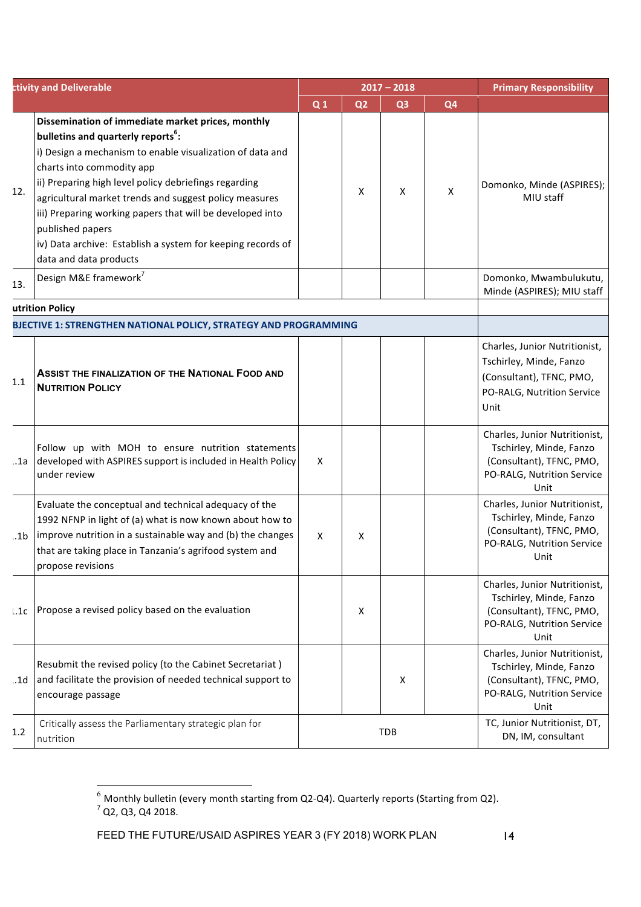| | ctivity and Deliverable | 2017 – 2018 | | | | Primary Responsibility |
|---|---|---|---|---|---|---|
| | | Q 1 | Q2 | Q3 | Q4 | |
| 12. | **Dissemination of immediate market prices, monthly bulletins and quarterly reports[6]:**<br>i) Design a mechanism to enable visualization of data and charts into commodity app<br>ii) Preparing high level policy debriefings regarding agricultural market trends and suggest policy measures<br>iii) Preparing working papers that will be developed into published papers<br>iv) Data archive: Establish a system for keeping records of data and data products | | X | X | X | Domonko, Minde (ASPIRES); MIU staff |
| 13. | Design M&E framework[7] | | | | | Domonko, Mwambulukutu, Minde (ASPIRES); MIU staff |
| | **utrition Policy** | | | | | |
| | **BJECTIVE 1: STRENGTHEN NATIONAL POLICY, STRATEGY AND PROGRAMMING** | | | | | |
| 1.1 | **ASSIST THE FINALIZATION OF THE NATIONAL FOOD AND NUTRITION POLICY** | | | | | Charles, Junior Nutritionist, Tschirley, Minde, Fanzo (Consultant), TFNC, PMO, PO-RALG, Nutrition Service Unit |
| ..1a | Follow up with MOH to ensure nutrition statements developed with ASPIRES support is included in Health Policy under review | X | | | | Charles, Junior Nutritionist, Tschirley, Minde, Fanzo (Consultant), TFNC, PMO, PO-RALG, Nutrition Service Unit |
| ..1b | Evaluate the conceptual and technical adequacy of the 1992 NFNP in light of (a) what is now known about how to improve nutrition in a sustainable way and (b) the changes that are taking place in Tanzania's agrifood system and propose revisions | X | X | | | Charles, Junior Nutritionist, Tschirley, Minde, Fanzo (Consultant), TFNC, PMO, PO-RALG, Nutrition Service Unit |
| l.1c | Propose a revised policy based on the evaluation | | X | | | Charles, Junior Nutritionist, Tschirley, Minde, Fanzo (Consultant), TFNC, PMO, PO-RALG, Nutrition Service Unit |
| ..1d | Resubmit the revised policy (to the Cabinet Secretariat ) and facilitate the provision of needed technical support to encourage passage | | | X | | Charles, Junior Nutritionist, Tschirley, Minde, Fanzo (Consultant), TFNC, PMO, PO-RALG, Nutrition Service Unit |
| 1.2 | Critically assess the Parliamentary strategic plan for nutrition | TDB | | | | TC, Junior Nutritionist, DT, DN, IM, consultant |

[6] Monthly bulletin (every month starting from Q2-Q4). Quarterly reports (Starting from Q2).
[7] Q2, Q3, Q4 2018.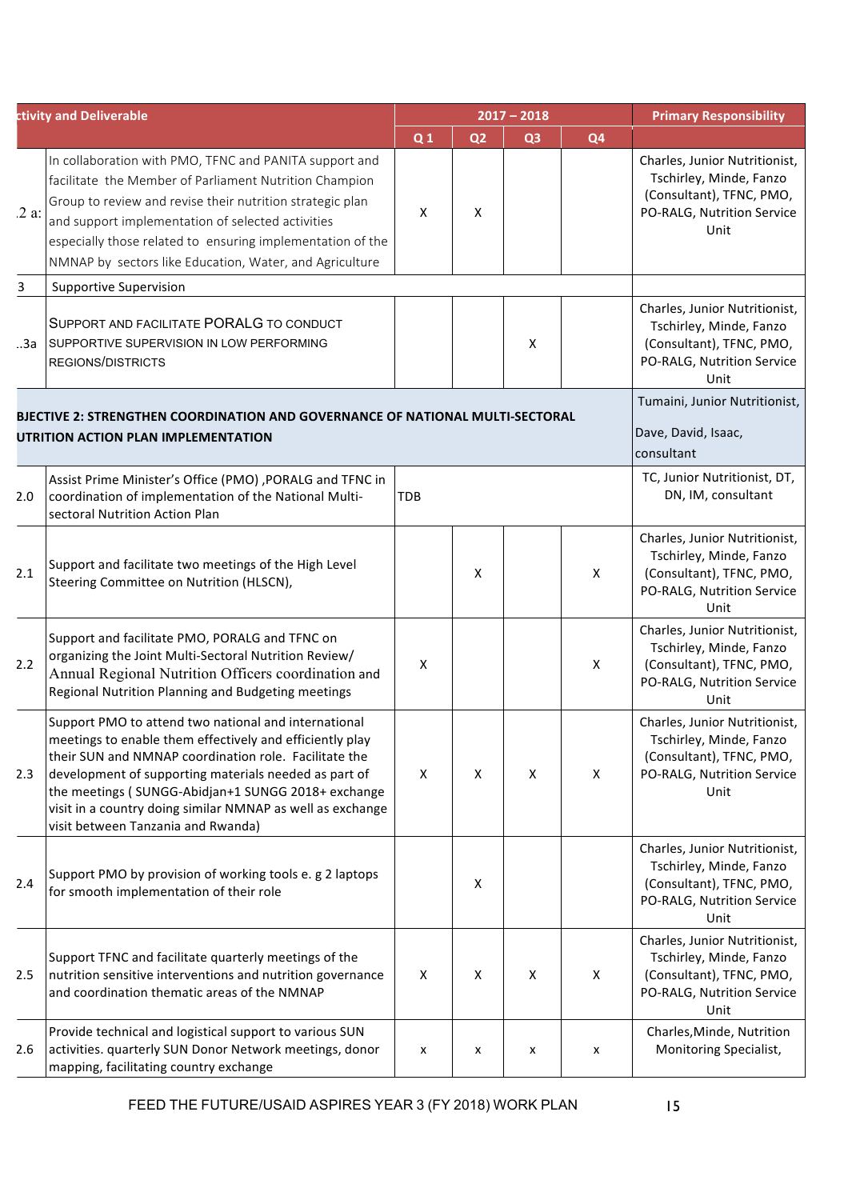| ctivity and Deliverable | | 2017 – 2018 | | | | Primary Responsibility |
|---|---|---|---|---|---|---|
| | | Q 1 | Q2 | Q3 | Q4 | |
| .2 a: | In collaboration with PMO, TFNC and PANITA support and facilitate the Member of Parliament Nutrition Champion Group to review and revise their nutrition strategic plan and support implementation of selected activities especially those related to ensuring implementation of the NMNAP by sectors like Education, Water, and Agriculture | X | X | | | Charles, Junior Nutritionist, Tschirley, Minde, Fanzo (Consultant), TFNC, PMO, PO-RALG, Nutrition Service Unit |
| 3 | Supportive Supervision | | | | | |
| ..3a | SUPPORT AND FACILITATE PORALG TO CONDUCT SUPPORTIVE SUPERVISION IN LOW PERFORMING REGIONS/DISTRICTS | | | X | | Charles, Junior Nutritionist, Tschirley, Minde, Fanzo (Consultant), TFNC, PMO, PO-RALG, Nutrition Service Unit |
| **BJECTIVE 2: STRENGTHEN COORDINATION AND GOVERNANCE OF NATIONAL MULTI-SECTORAL UTRITION ACTION PLAN IMPLEMENTATION** | | | | | | Tumaini, Junior Nutritionist, Dave, David, Isaac, consultant |
| 2.0 | Assist Prime Minister's Office (PMO) ,PORALG and TFNC in coordination of implementation of the National Multi-sectoral Nutrition Action Plan | TDB | | | | TC, Junior Nutritionist, DT, DN, IM, consultant |
| 2.1 | Support and facilitate two meetings of the High Level Steering Committee on Nutrition (HLSCN), | | X | | X | Charles, Junior Nutritionist, Tschirley, Minde, Fanzo (Consultant), TFNC, PMO, PO-RALG, Nutrition Service Unit |
| 2.2 | Support and facilitate PMO, PORALG and TFNC on organizing the Joint Multi-Sectoral Nutrition Review/ Annual Regional Nutrition Officers coordination and Regional Nutrition Planning and Budgeting meetings | X | | | X | Charles, Junior Nutritionist, Tschirley, Minde, Fanzo (Consultant), TFNC, PMO, PO-RALG, Nutrition Service Unit |
| 2.3 | Support PMO to attend two national and international meetings to enable them effectively and efficiently play their SUN and NMNAP coordination role. Facilitate the development of supporting materials needed as part of the meetings ( SUNGG-Abidjan+1 SUNGG 2018+ exchange visit in a country doing similar NMNAP as well as exchange visit between Tanzania and Rwanda) | X | X | X | X | Charles, Junior Nutritionist, Tschirley, Minde, Fanzo (Consultant), TFNC, PMO, PO-RALG, Nutrition Service Unit |
| 2.4 | Support PMO by provision of working tools e. g 2 laptops for smooth implementation of their role | | X | | | Charles, Junior Nutritionist, Tschirley, Minde, Fanzo (Consultant), TFNC, PMO, PO-RALG, Nutrition Service Unit |
| 2.5 | Support TFNC and facilitate quarterly meetings of the nutrition sensitive interventions and nutrition governance and coordination thematic areas of the NMNAP | X | X | X | X | Charles, Junior Nutritionist, Tschirley, Minde, Fanzo (Consultant), TFNC, PMO, PO-RALG, Nutrition Service Unit |
| 2.6 | Provide technical and logistical support to various SUN activities. quarterly SUN Donor Network meetings, donor mapping, facilitating country exchange | x | x | x | x | Charles,Minde, Nutrition Monitoring Specialist, |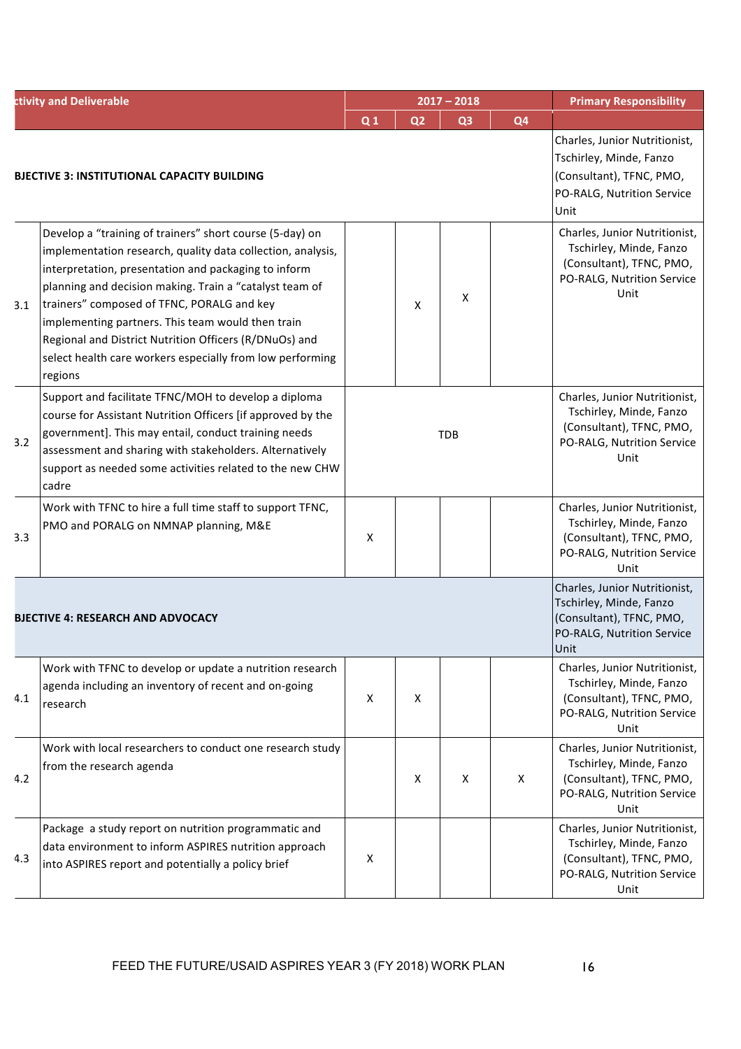| | ctivity and Deliverable | 2017 – 2018 | | | | Primary Responsibility |
|---|---|---|---|---|---|---|
| | | Q 1 | Q2 | Q3 | Q4 | |
| | **BJECTIVE 3: INSTITUTIONAL CAPACITY BUILDING** | | | | | Charles, Junior Nutritionist, Tschirley, Minde, Fanzo (Consultant), TFNC, PMO, PO-RALG, Nutrition Service Unit |
| 3.1 | Develop a "training of trainers" short course (5-day) on implementation research, quality data collection, analysis, interpretation, presentation and packaging to inform planning and decision making. Train a "catalyst team of trainers" composed of TFNC, PORALG and key implementing partners. This team would then train Regional and District Nutrition Officers (R/DNuOs) and select health care workers especially from low performing regions | | X | X | | Charles, Junior Nutritionist, Tschirley, Minde, Fanzo (Consultant), TFNC, PMO, PO-RALG, Nutrition Service Unit |
| 3.2 | Support and facilitate TFNC/MOH to develop a diploma course for Assistant Nutrition Officers [if approved by the government]. This may entail, conduct training needs assessment and sharing with stakeholders. Alternatively support as needed some activities related to the new CHW cadre | TDB | | | | Charles, Junior Nutritionist, Tschirley, Minde, Fanzo (Consultant), TFNC, PMO, PO-RALG, Nutrition Service Unit |
| 3.3 | Work with TFNC to hire a full time staff to support TFNC, PMO and PORALG on NMNAP planning, M&E | X | | | | Charles, Junior Nutritionist, Tschirley, Minde, Fanzo (Consultant), TFNC, PMO, PO-RALG, Nutrition Service Unit |
| | **BJECTIVE 4: RESEARCH AND ADVOCACY** | | | | | Charles, Junior Nutritionist, Tschirley, Minde, Fanzo (Consultant), TFNC, PMO, PO-RALG, Nutrition Service Unit |
| 4.1 | Work with TFNC to develop or update a nutrition research agenda including an inventory of recent and on-going research | X | X | | | Charles, Junior Nutritionist, Tschirley, Minde, Fanzo (Consultant), TFNC, PMO, PO-RALG, Nutrition Service Unit |
| 4.2 | Work with local researchers to conduct one research study from the research agenda | | X | X | X | Charles, Junior Nutritionist, Tschirley, Minde, Fanzo (Consultant), TFNC, PMO, PO-RALG, Nutrition Service Unit |
| 4.3 | Package a study report on nutrition programmatic and data environment to inform ASPIRES nutrition approach into ASPIRES report and potentially a policy brief | X | | | | Charles, Junior Nutritionist, Tschirley, Minde, Fanzo (Consultant), TFNC, PMO, PO-RALG, Nutrition Service Unit |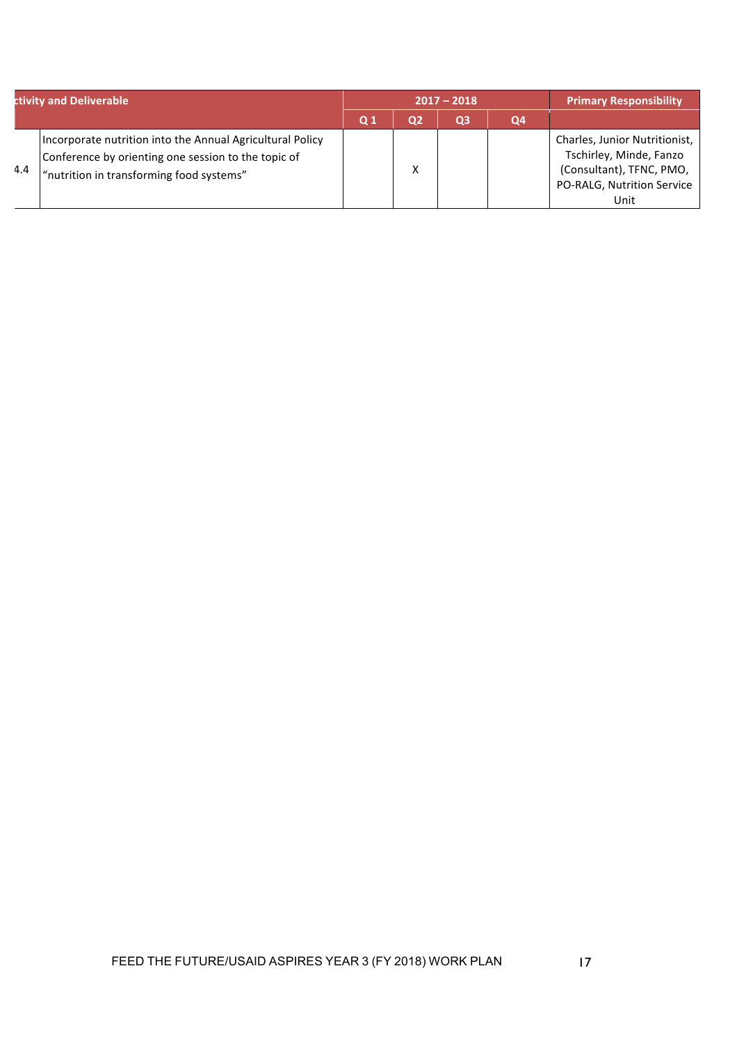| | ctivity and Deliverable | 2017 – 2018 | | | | Primary Responsibility |
|---|---|---|---|---|---|---|
| | | Q 1 | Q2 | Q3 | Q4 | |
| 4.4 | Incorporate nutrition into the Annual Agricultural Policy Conference by orienting one session to the topic of "nutrition in transforming food systems" | | X | | | Charles, Junior Nutritionist, Tschirley, Minde, Fanzo (Consultant), TFNC, PMO, PO-RALG, Nutrition Service Unit |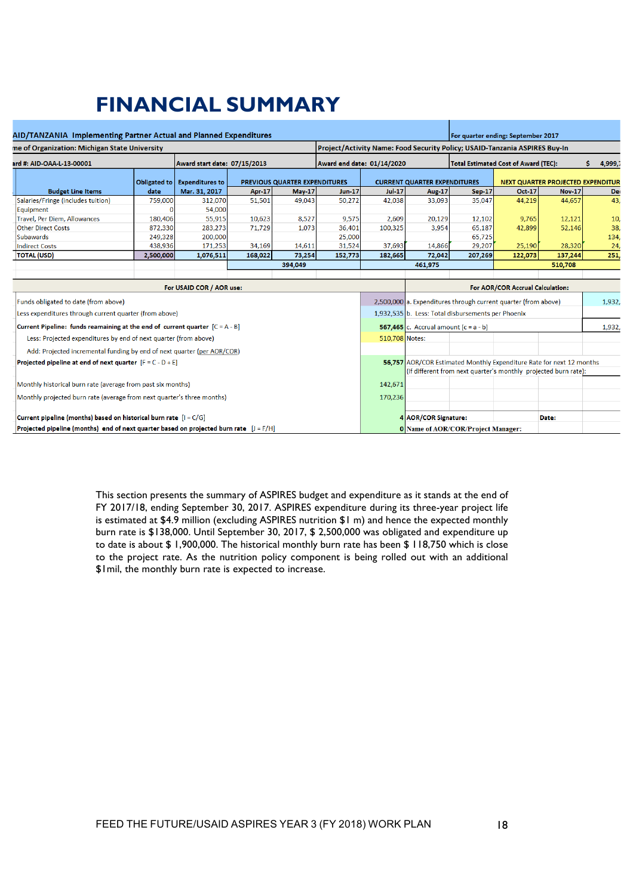# FINANCIAL SUMMARY

| AID/TANZANIA Implementing Partner Actual and Planned Expenditures | | | | | | | | | For quarter ending: September 2017 | | | |
|---|---|---|---|---|---|---|---|---|---|---|---|---|
| me of Organization: Michigan State University | | | | | Project/Activity Name: Food Security Policy; USAID-Tanzania ASPIRES Buy-In | | | | | | | |
| ard #: AID-OAA-L-13-00001 | | Award start date: 07/15/2013 | | | Award end date: 01/14/2020 | | | | Total Estimated Cost of Award (TEC): | | $ 4,999, | |
| Budget Line Items | Obligated to date | Expenditures to Mar. 31, 2017 | PREVIOUS QUARTER EXPENDITURES | | | CURRENT QUARTER EXPENDITURES | | | NEXT QUARTER PROJECTED EXPENDITUR | | | |
| | | | Apr-17 | May-17 | Jun-17 | Jul-17 | Aug-17 | Sep-17 | Oct-17 | Nov-17 | De | |
| Salaries/Fringe (includes tuition) | 759,000 | 312,070 | 51,501 | 49,043 | 50,272 | 42,038 | 33,093 | 35,047 | 44,219 | 44,657 | 43, | |
| Equipment | 0 | 54,000 | | | | | | | | | | |
| Travel, Per Diem, Allowances | 180,406 | 55,915 | 10,623 | 8,527 | 9,575 | 2,609 | 20,129 | 12,102 | 9,765 | 12,121 | 10, | |
| Other Direct Costs | 872,330 | 283,273 | 71,729 | 1,073 | 36,401 | 100,325 | 3,954 | 65,187 | 42,899 | 52,146 | 38, | |
| Subawards | 249,328 | 200,000 | | | 25,000 | | | 65,725 | | | 134, | |
| Indirect Costs | 438,936 | 171,253 | 34,169 | 14,611 | 31,524 | 37,693 | 14,866 | 29,207 | 25,190 | 28,320 | 24, | |
| TOTAL (USD) | 2,500,000 | 1,076,511 | 168,022 | 73,254 | 152,773 | 182,665 | 72,042 | 207,269 | 122,073 | 137,244 | 251, | |
| | | | | 394,049 | | | 461,975 | | | 510,708 | | |

| For USAID COR / AOR use: | | For AOR/COR Accrual Calculation: | |
|---|---|---|---|
| Funds obligated to date (from above) | 2,500,000 | a. Expenditures through current quarter (from above) | 1,932, |
| Less expenditures through current quarter (from above) | 1,932,535 | b. Less: Total disbursements per Phoenix | |
| Current Pipeline: funds reamaining at the end of current quarter [C = A - B] | 567,465 | c. Accrual amount [c = a - b] | 1,932, |
| Less: Projected expenditures by end of next quarter (from above) | 510,708 | Notes: | |
| Add: Projected incremental funding by end of next quarter (per AOR/COR) | | | |
| Projected pipeline at end of next quarter [F = C - D + E] | 56,757 | AOR/COR Estimated Monthly Expenditure Rate for next 12 months (If different from next quarter's monthly projected burn rate): | |
| Monthly historical burn rate (average from past six months) | 142,671 | | |
| Monthly projected burn rate (average from next quarter's three months) | 170,236 | | |
| Current pipeline (months) based on historical burn rate [I = C/G] | 4 | AOR/COR Signature: | Date: |
| Projected pipeline (months) end of next quarter based on projected burn rate [J = F/H] | 0 | Name of AOR/COR/Project Manager: | |

This section presents the summary of ASPIRES budget and expenditure as it stands at the end of FY 2017/18, ending September 30, 2017. ASPIRES expenditure during its three-year project life is estimated at $4.9 million (excluding ASPIRES nutrition $1 m) and hence the expected monthly burn rate is $138,000. Until September 30, 2017, $ 2,500,000 was obligated and expenditure up to date is about $ 1,900,000. The historical monthly burn rate has been $ 118,750 which is close to the project rate. As the nutrition policy component is being rolled out with an additional $1mil, the monthly burn rate is expected to increase.